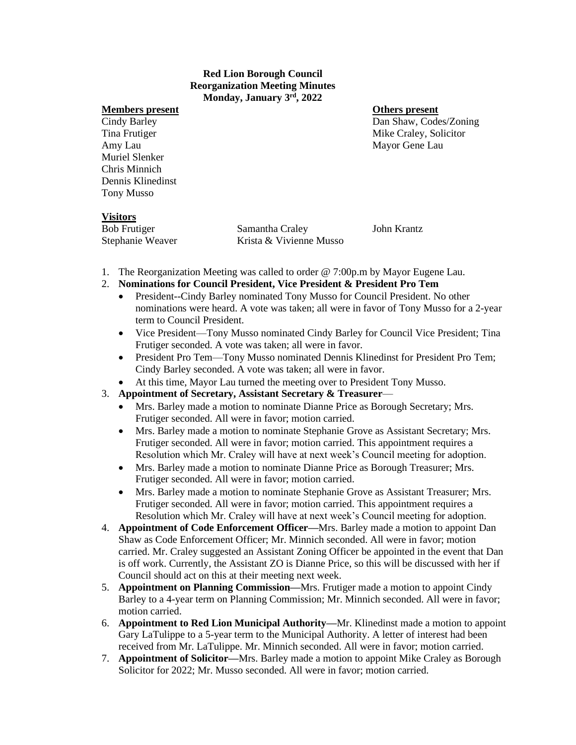**Red Lion Borough Council**
**Reorganization Meeting Minutes**
**Monday, January 3rd, 2022**

| **Members present** | **Others present** |
|---|---|
| Cindy Barley | Dan Shaw, Codes/Zoning |
| Tina Frutiger | Mike Craley, Solicitor |
| Amy Lau | Mayor Gene Lau |
| Muriel Slenker | |
| Chris Minnich | |
| Dennis Klinedinst | |
| Tony Musso | |

**Visitors**

| | | |
|---|---|---|
| Bob Frutiger | Samantha Craley | John Krantz |
| Stephanie Weaver | Krista & Vivienne Musso | |

1. The Reorganization Meeting was called to order @ 7:00p.m by Mayor Eugene Lau.
2. **Nominations for Council President, Vice President & President Pro Tem**
   - President--Cindy Barley nominated Tony Musso for Council President. No other nominations were heard. A vote was taken; all were in favor of Tony Musso for a 2-year term to Council President.
   - Vice President—Tony Musso nominated Cindy Barley for Council Vice President; Tina Frutiger seconded. A vote was taken; all were in favor.
   - President Pro Tem—Tony Musso nominated Dennis Klinedinst for President Pro Tem; Cindy Barley seconded. A vote was taken; all were in favor.
   - At this time, Mayor Lau turned the meeting over to President Tony Musso.
3. **Appointment of Secretary, Assistant Secretary & Treasurer**—
   - Mrs. Barley made a motion to nominate Dianne Price as Borough Secretary; Mrs. Frutiger seconded. All were in favor; motion carried.
   - Mrs. Barley made a motion to nominate Stephanie Grove as Assistant Secretary; Mrs. Frutiger seconded. All were in favor; motion carried. This appointment requires a Resolution which Mr. Craley will have at next week's Council meeting for adoption.
   - Mrs. Barley made a motion to nominate Dianne Price as Borough Treasurer; Mrs. Frutiger seconded. All were in favor; motion carried.
   - Mrs. Barley made a motion to nominate Stephanie Grove as Assistant Treasurer; Mrs. Frutiger seconded. All were in favor; motion carried. This appointment requires a Resolution which Mr. Craley will have at next week's Council meeting for adoption.
4. **Appointment of Code Enforcement Officer—**Mrs. Barley made a motion to appoint Dan Shaw as Code Enforcement Officer; Mr. Minnich seconded. All were in favor; motion carried. Mr. Craley suggested an Assistant Zoning Officer be appointed in the event that Dan is off work. Currently, the Assistant ZO is Dianne Price, so this will be discussed with her if Council should act on this at their meeting next week.
5. **Appointment on Planning Commission—**Mrs. Frutiger made a motion to appoint Cindy Barley to a 4-year term on Planning Commission; Mr. Minnich seconded. All were in favor; motion carried.
6. **Appointment to Red Lion Municipal Authority—**Mr. Klinedinst made a motion to appoint Gary LaTulippe to a 5-year term to the Municipal Authority. A letter of interest had been received from Mr. LaTulippe. Mr. Minnich seconded. All were in favor; motion carried.
7. **Appointment of Solicitor—**Mrs. Barley made a motion to appoint Mike Craley as Borough Solicitor for 2022; Mr. Musso seconded. All were in favor; motion carried.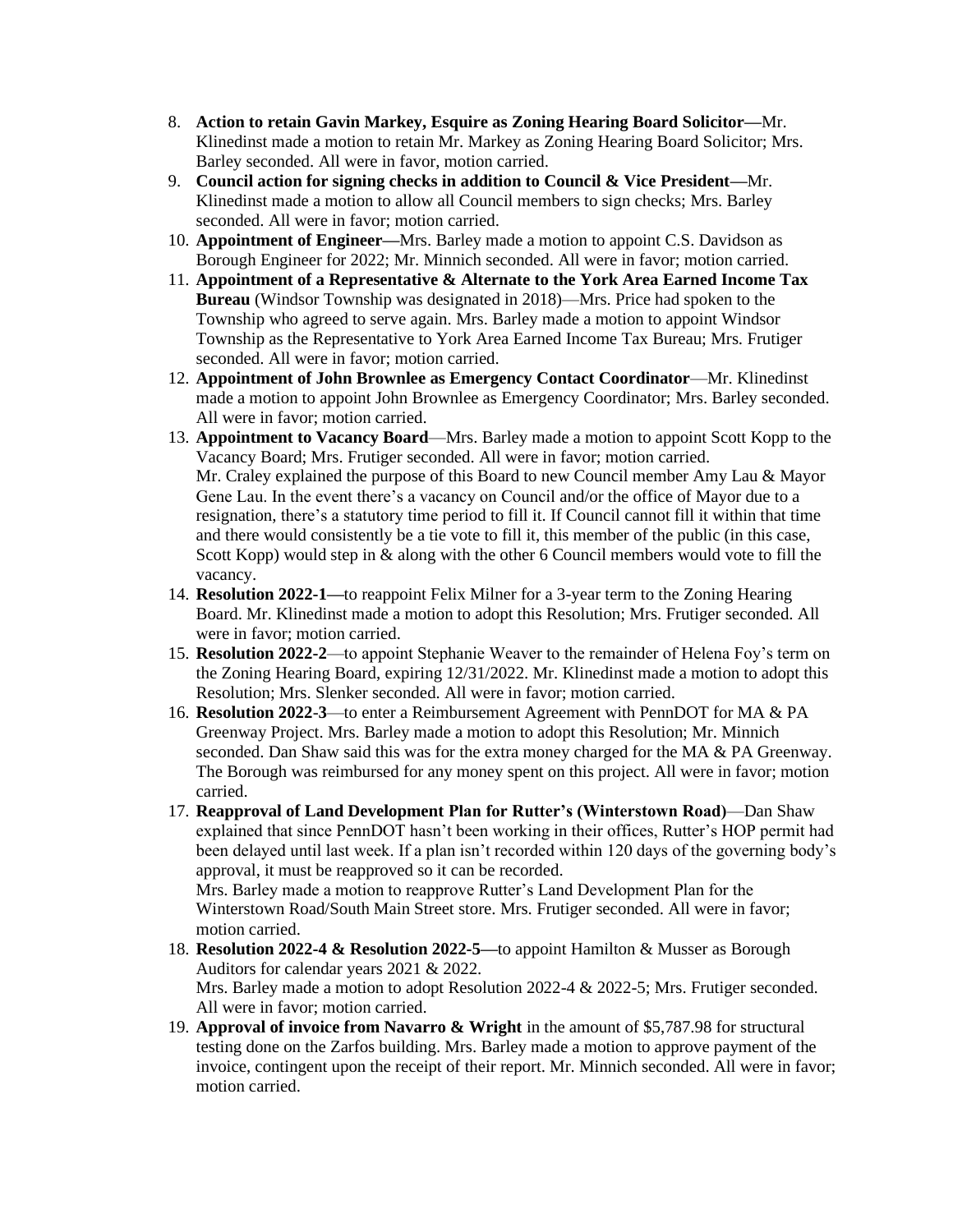8. **Action to retain Gavin Markey, Esquire as Zoning Hearing Board Solicitor—**Mr. Klinedinst made a motion to retain Mr. Markey as Zoning Hearing Board Solicitor; Mrs. Barley seconded. All were in favor, motion carried.
9. **Council action for signing checks in addition to Council & Vice President—**Mr. Klinedinst made a motion to allow all Council members to sign checks; Mrs. Barley seconded. All were in favor; motion carried.
10. **Appointment of Engineer—**Mrs. Barley made a motion to appoint C.S. Davidson as Borough Engineer for 2022; Mr. Minnich seconded. All were in favor; motion carried.
11. **Appointment of a Representative & Alternate to the York Area Earned Income Tax Bureau** (Windsor Township was designated in 2018)—Mrs. Price had spoken to the Township who agreed to serve again. Mrs. Barley made a motion to appoint Windsor Township as the Representative to York Area Earned Income Tax Bureau; Mrs. Frutiger seconded. All were in favor; motion carried.
12. **Appointment of John Brownlee as Emergency Contact Coordinator**—Mr. Klinedinst made a motion to appoint John Brownlee as Emergency Coordinator; Mrs. Barley seconded. All were in favor; motion carried.
13. **Appointment to Vacancy Board**—Mrs. Barley made a motion to appoint Scott Kopp to the Vacancy Board; Mrs. Frutiger seconded. All were in favor; motion carried.
    Mr. Craley explained the purpose of this Board to new Council member Amy Lau & Mayor Gene Lau. In the event there's a vacancy on Council and/or the office of Mayor due to a resignation, there's a statutory time period to fill it. If Council cannot fill it within that time and there would consistently be a tie vote to fill it, this member of the public (in this case, Scott Kopp) would step in & along with the other 6 Council members would vote to fill the vacancy.
14. **Resolution 2022-1—**to reappoint Felix Milner for a 3-year term to the Zoning Hearing Board. Mr. Klinedinst made a motion to adopt this Resolution; Mrs. Frutiger seconded. All were in favor; motion carried.
15. **Resolution 2022-2**—to appoint Stephanie Weaver to the remainder of Helena Foy's term on the Zoning Hearing Board, expiring 12/31/2022. Mr. Klinedinst made a motion to adopt this Resolution; Mrs. Slenker seconded. All were in favor; motion carried.
16. **Resolution 2022-3**—to enter a Reimbursement Agreement with PennDOT for MA & PA Greenway Project. Mrs. Barley made a motion to adopt this Resolution; Mr. Minnich seconded. Dan Shaw said this was for the extra money charged for the MA & PA Greenway. The Borough was reimbursed for any money spent on this project. All were in favor; motion carried.
17. **Reapproval of Land Development Plan for Rutter's (Winterstown Road)**—Dan Shaw explained that since PennDOT hasn't been working in their offices, Rutter's HOP permit had been delayed until last week. If a plan isn't recorded within 120 days of the governing body's approval, it must be reapproved so it can be recorded.
    Mrs. Barley made a motion to reapprove Rutter's Land Development Plan for the Winterstown Road/South Main Street store. Mrs. Frutiger seconded. All were in favor; motion carried.
18. **Resolution 2022-4 & Resolution 2022-5—**to appoint Hamilton & Musser as Borough Auditors for calendar years 2021 & 2022.
    Mrs. Barley made a motion to adopt Resolution 2022-4 & 2022-5; Mrs. Frutiger seconded. All were in favor; motion carried.
19. **Approval of invoice from Navarro & Wright** in the amount of $5,787.98 for structural testing done on the Zarfos building. Mrs. Barley made a motion to approve payment of the invoice, contingent upon the receipt of their report. Mr. Minnich seconded. All were in favor; motion carried.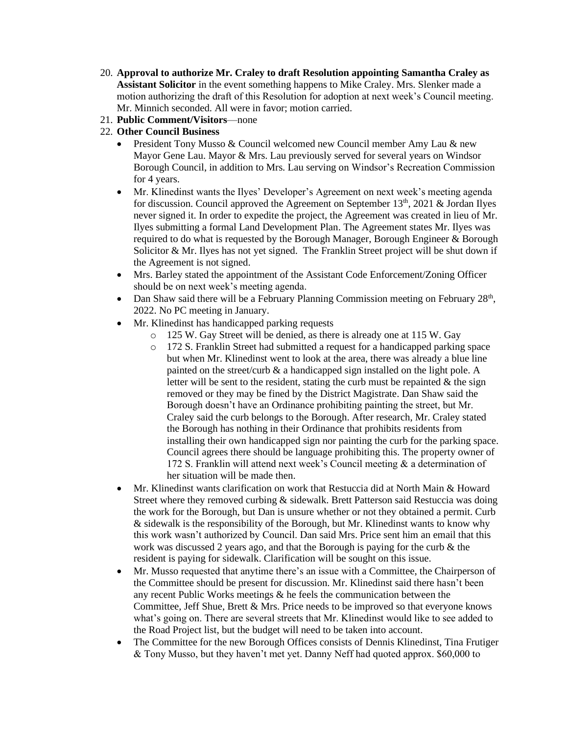20. **Approval to authorize Mr. Craley to draft Resolution appointing Samantha Craley as Assistant Solicitor** in the event something happens to Mike Craley. Mrs. Slenker made a motion authorizing the draft of this Resolution for adoption at next week's Council meeting. Mr. Minnich seconded. All were in favor; motion carried.
21. **Public Comment/Visitors**—none
22. **Other Council Business**
    - President Tony Musso & Council welcomed new Council member Amy Lau & new Mayor Gene Lau. Mayor & Mrs. Lau previously served for several years on Windsor Borough Council, in addition to Mrs. Lau serving on Windsor's Recreation Commission for 4 years.
    - Mr. Klinedinst wants the Ilyes' Developer's Agreement on next week's meeting agenda for discussion. Council approved the Agreement on September 13th, 2021 & Jordan Ilyes never signed it. In order to expedite the project, the Agreement was created in lieu of Mr. Ilyes submitting a formal Land Development Plan. The Agreement states Mr. Ilyes was required to do what is requested by the Borough Manager, Borough Engineer & Borough Solicitor & Mr. Ilyes has not yet signed. The Franklin Street project will be shut down if the Agreement is not signed.
    - Mrs. Barley stated the appointment of the Assistant Code Enforcement/Zoning Officer should be on next week's meeting agenda.
    - Dan Shaw said there will be a February Planning Commission meeting on February 28th, 2022. No PC meeting in January.
    - Mr. Klinedinst has handicapped parking requests
        - 125 W. Gay Street will be denied, as there is already one at 115 W. Gay
        - 172 S. Franklin Street had submitted a request for a handicapped parking space but when Mr. Klinedinst went to look at the area, there was already a blue line painted on the street/curb & a handicapped sign installed on the light pole. A letter will be sent to the resident, stating the curb must be repainted & the sign removed or they may be fined by the District Magistrate. Dan Shaw said the Borough doesn't have an Ordinance prohibiting painting the street, but Mr. Craley said the curb belongs to the Borough. After research, Mr. Craley stated the Borough has nothing in their Ordinance that prohibits residents from installing their own handicapped sign nor painting the curb for the parking space. Council agrees there should be language prohibiting this. The property owner of 172 S. Franklin will attend next week's Council meeting & a determination of her situation will be made then.
    - Mr. Klinedinst wants clarification on work that Restuccia did at North Main & Howard Street where they removed curbing & sidewalk. Brett Patterson said Restuccia was doing the work for the Borough, but Dan is unsure whether or not they obtained a permit. Curb & sidewalk is the responsibility of the Borough, but Mr. Klinedinst wants to know why this work wasn't authorized by Council. Dan said Mrs. Price sent him an email that this work was discussed 2 years ago, and that the Borough is paying for the curb & the resident is paying for sidewalk. Clarification will be sought on this issue.
    - Mr. Musso requested that anytime there's an issue with a Committee, the Chairperson of the Committee should be present for discussion. Mr. Klinedinst said there hasn't been any recent Public Works meetings & he feels the communication between the Committee, Jeff Shue, Brett & Mrs. Price needs to be improved so that everyone knows what's going on. There are several streets that Mr. Klinedinst would like to see added to the Road Project list, but the budget will need to be taken into account.
    - The Committee for the new Borough Offices consists of Dennis Klinedinst, Tina Frutiger & Tony Musso, but they haven't met yet. Danny Neff had quoted approx. $60,000 to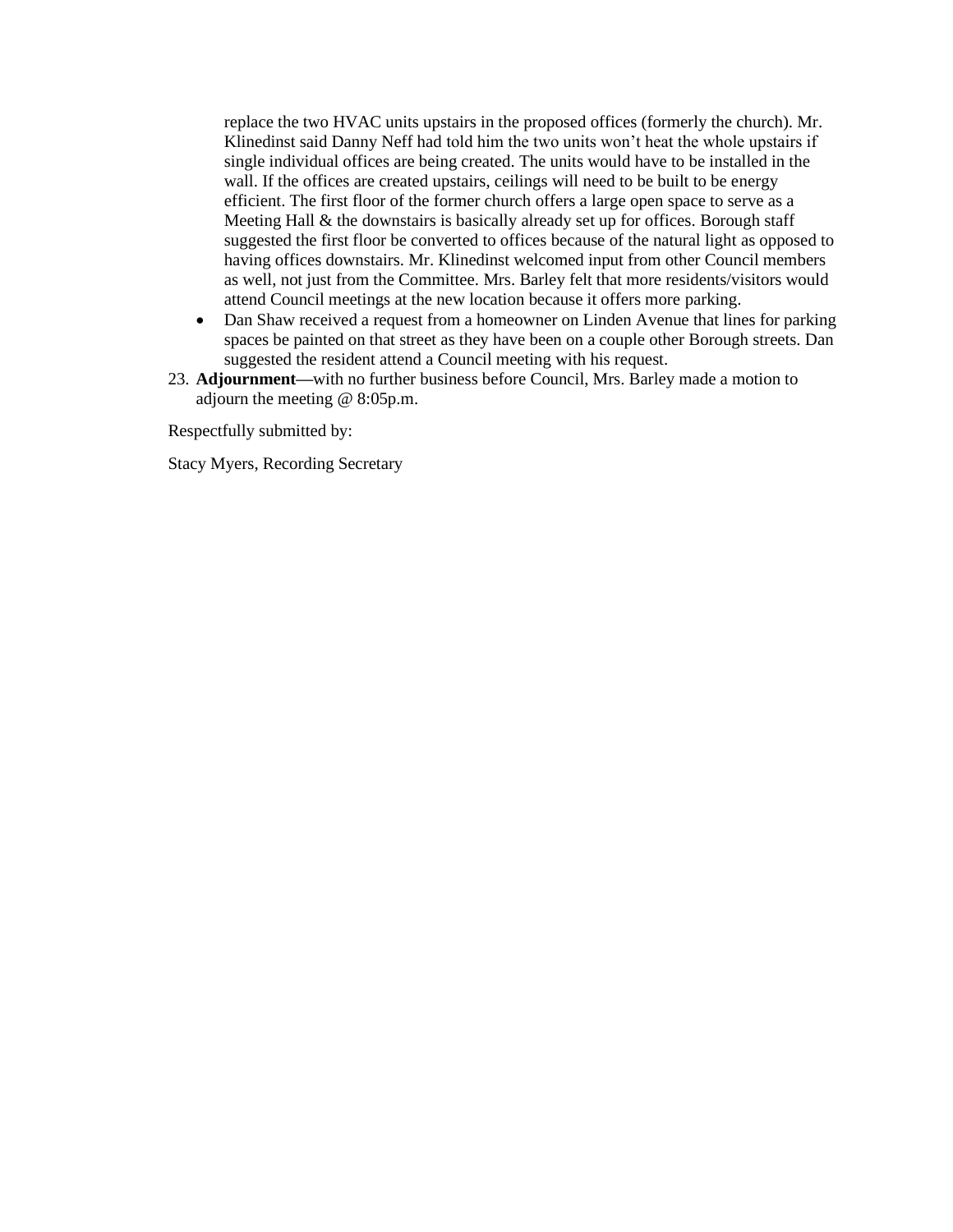replace the two HVAC units upstairs in the proposed offices (formerly the church). Mr. Klinedinst said Danny Neff had told him the two units won't heat the whole upstairs if single individual offices are being created. The units would have to be installed in the wall. If the offices are created upstairs, ceilings will need to be built to be energy efficient. The first floor of the former church offers a large open space to serve as a Meeting Hall & the downstairs is basically already set up for offices. Borough staff suggested the first floor be converted to offices because of the natural light as opposed to having offices downstairs. Mr. Klinedinst welcomed input from other Council members as well, not just from the Committee. Mrs. Barley felt that more residents/visitors would attend Council meetings at the new location because it offers more parking.

- Dan Shaw received a request from a homeowner on Linden Avenue that lines for parking spaces be painted on that street as they have been on a couple other Borough streets. Dan suggested the resident attend a Council meeting with his request.

23. **Adjournment**—with no further business before Council, Mrs. Barley made a motion to adjourn the meeting @ 8:05p.m.

Respectfully submitted by:

Stacy Myers, Recording Secretary